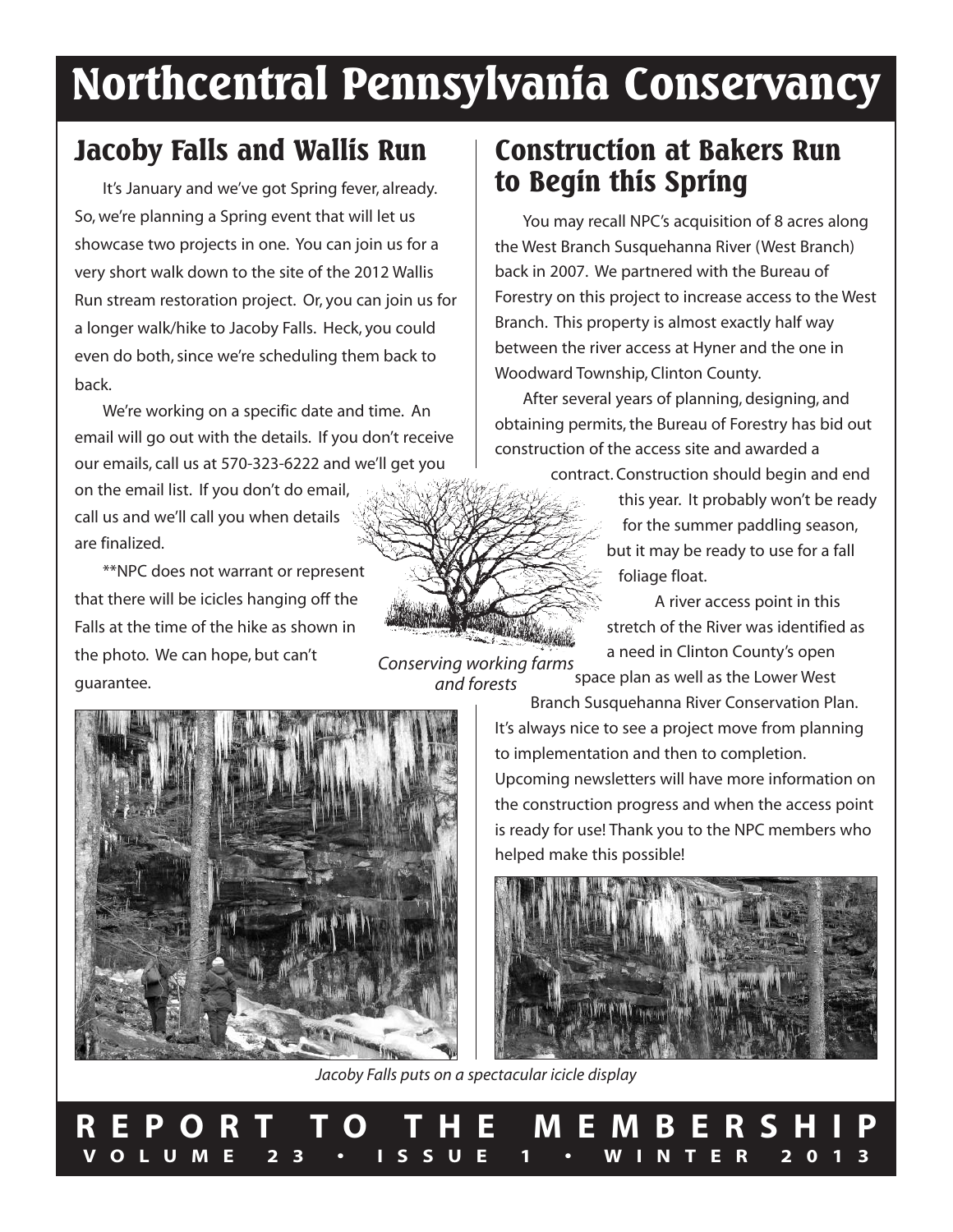# Northcentral Pennsylvania Conservancy

## Jacoby Falls and Wallis Run

It's January and we've got Spring fever, already. So, we're planning a Spring event that will let us showcase two projects in one. You can join us for a very short walk down to the site of the 2012 Wallis Run stream restoration project. Or, you can join us for a longer walk/hike to Jacoby Falls. Heck, you could even do both, since we're scheduling them back to back.

We're working on a specific date and time. An email will go out with the details. If you don't receive our emails, call us at 570-323-6222 and we'll get you on the email list. If you don't do email, call us and we'll call you when details are finalized.

**NPC does not warrant or represent that there will be icicles hanging off the Falls at the time of the hike as shown in the photo. We can hope, but can't guarantee.

*Conserving working farms and forests*

## Construction at Bakers Run to Begin this Spring

You may recall NPC's acquisition of 8 acres along the West Branch Susquehanna River (West Branch) back in 2007. We partnered with the Bureau of Forestry on this project to increase access to the West Branch. This property is almost exactly half way between the river access at Hyner and the one in Woodward Township, Clinton County.

After several years of planning, designing, and obtaining permits, the Bureau of Forestry has bid out construction of the access site and awarded a contract. Construction should begin and end this year. It probably won't be ready for the summer paddling season, but it may be ready to use for a fall foliage float.

A river access point in this stretch of the River was identified as a need in Clinton County's open space plan as well as the Lower West Branch Susquehanna River Conservation Plan. It's always nice to see a project move from planning to implementation and then to completion. Upcoming newsletters will have more information on the construction progress and when the access point is ready for use! Thank you to the NPC members who helped make this possible!

*Jacoby Falls puts on a spectacular icicle display*

**REPORT TO THE MEMBERSHIP**
**VOLUME 23 • ISSUE 1 • WINTER 2013**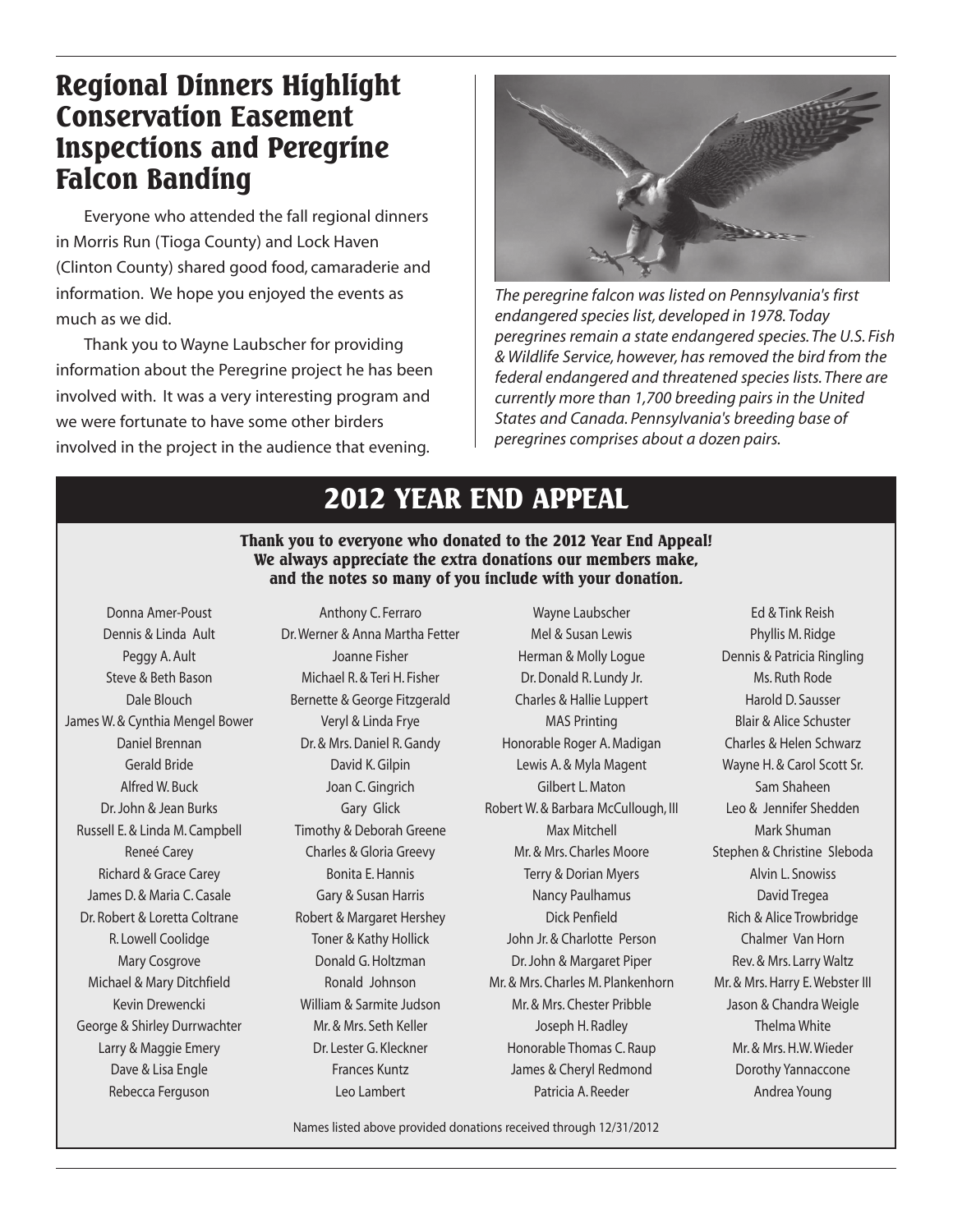## Regional Dinners Highlight Conservation Easement Inspections and Peregrine Falcon Banding

Everyone who attended the fall regional dinners in Morris Run (Tioga County) and Lock Haven (Clinton County) shared good food, camaraderie and information. We hope you enjoyed the events as much as we did.

Thank you to Wayne Laubscher for providing information about the Peregrine project he has been involved with. It was a very interesting program and we were fortunate to have some other birders involved in the project in the audience that evening.

*The peregrine falcon was listed on Pennsylvania's first endangered species list, developed in 1978. Today peregrines remain a state endangered species. The U.S. Fish & Wildlife Service, however, has removed the bird from the federal endangered and threatened species lists. There are currently more than 1,700 breeding pairs in the United States and Canada. Pennsylvania's breeding base of peregrines comprises about a dozen pairs.*

## 2012 YEAR END APPEAL

**Thank you to everyone who donated to the 2012 Year End Appeal! We always appreciate the extra donations our members make, and the notes so many of you include with your donation.**

Donna Amer-Poust
Dennis & Linda Ault
Peggy A. Ault
Steve & Beth Bason
Dale Blouch
James W. & Cynthia Mengel Bower
Daniel Brennan
Gerald Bride
Alfred W. Buck
Dr. John & Jean Burks
Russell E. & Linda M. Campbell
Reneé Carey
Richard & Grace Carey
James D. & Maria C. Casale
Dr. Robert & Loretta Coltrane
R. Lowell Coolidge
Mary Cosgrove
Michael & Mary Ditchfield
Kevin Drewencki
George & Shirley Durrwachter
Larry & Maggie Emery
Dave & Lisa Engle
Rebecca Ferguson
Anthony C. Ferraro
Dr. Werner & Anna Martha Fetter
Joanne Fisher
Michael R. & Teri H. Fisher
Bernette & George Fitzgerald
Veryl & Linda Frye
Dr. & Mrs. Daniel R. Gandy
David K. Gilpin
Joan C. Gingrich
Gary Glick
Timothy & Deborah Greene
Charles & Gloria Greevy
Bonita E. Hannis
Gary & Susan Harris
Robert & Margaret Hershey
Toner & Kathy Hollick
Donald G. Holtzman
Ronald Johnson
William & Sarmite Judson
Mr. & Mrs. Seth Keller
Dr. Lester G. Kleckner
Frances Kuntz
Leo Lambert
Wayne Laubscher
Mel & Susan Lewis
Herman & Molly Logue
Dr. Donald R. Lundy Jr.
Charles & Hallie Luppert
MAS Printing
Honorable Roger A. Madigan
Lewis A. & Myla Magent
Gilbert L. Maton
Robert W. & Barbara McCullough, III
Max Mitchell
Mr. & Mrs. Charles Moore
Terry & Dorian Myers
Nancy Paulhamus
Dick Penfield
John Jr. & Charlotte Person
Dr. John & Margaret Piper
Mr. & Mrs. Charles M. Plankenhorn
Mr. & Mrs. Chester Pribble
Joseph H. Radley
Honorable Thomas C. Raup
James & Cheryl Redmond
Patricia A. Reeder
Ed & Tink Reish
Phyllis M. Ridge
Dennis & Patricia Ringling
Ms. Ruth Rode
Harold D. Sausser
Blair & Alice Schuster
Charles & Helen Schwarz
Wayne H. & Carol Scott Sr.
Sam Shaheen
Leo & Jennifer Shedden
Mark Shuman
Stephen & Christine Sleboda
Alvin L. Snowiss
David Tregea
Rich & Alice Trowbridge
Chalmer Van Horn
Rev. & Mrs. Larry Waltz
Mr. & Mrs. Harry E. Webster III
Jason & Chandra Weigle
Thelma White
Mr. & Mrs. H.W. Wieder
Dorothy Yannaccone
Andrea Young

Names listed above provided donations received through 12/31/2012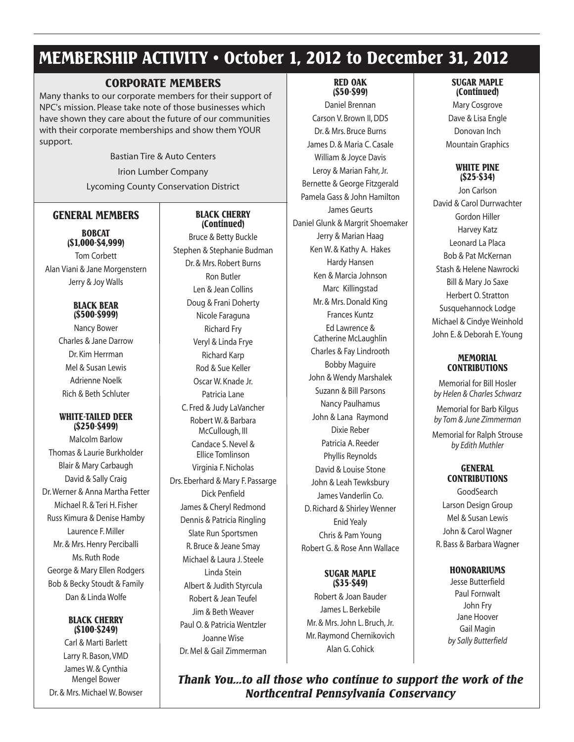# MEMBERSHIP ACTIVITY • October 1, 2012 to December 31, 2012

## CORPORATE MEMBERS

Many thanks to our corporate members for their support of NPC's mission. Please take note of those businesses which have shown they care about the future of our communities with their corporate memberships and show them YOUR support.

Bastian Tire & Auto Centers
Irion Lumber Company
Lycoming County Conservation District

## GENERAL MEMBERS

### BOBCAT ($1,000-$4,999)

Tom Corbett
Alan Viani & Jane Morgenstern
Jerry & Joy Walls

### BLACK BEAR ($500-$999)

Nancy Bower
Charles & Jane Darrow
Dr. Kim Herrman
Mel & Susan Lewis
Adrienne Noelk
Rich & Beth Schluter

### WHITE-TAILED DEER ($250-$499)

Malcolm Barlow
Thomas & Laurie Burkholder
Blair & Mary Carbaugh
David & Sally Craig
Dr. Werner & Anna Martha Fetter
Michael R. & Teri H. Fisher
Russ Kimura & Denise Hamby
Laurence F. Miller
Mr. & Mrs. Henry Perciballi
Ms. Ruth Rode
George & Mary Ellen Rodgers
Bob & Becky Stoudt & Family
Dan & Linda Wolfe

### BLACK CHERRY ($100-$249)

Carl & Marti Barlett
Larry R. Bason, VMD
James W. & Cynthia Mengel Bower
Dr. & Mrs. Michael W. Bowser

### BLACK CHERRY (Continued)

Bruce & Betty Buckle
Stephen & Stephanie Budman
Dr. & Mrs. Robert Burns
Ron Butler
Len & Jean Collins
Doug & Frani Doherty
Nicole Faraguna
Richard Fry
Veryl & Linda Frye
Richard Karp
Rod & Sue Keller
Oscar W. Knade Jr.
Patricia Lane
C. Fred & Judy LaVancher
Robert W. & Barbara McCullough, III
Candace S. Nevel & Ellice Tomlinson
Virginia F. Nicholas
Drs. Eberhard & Mary F. Passarge
Dick Penfield
James & Cheryl Redmond
Dennis & Patricia Ringling
Slate Run Sportsmen
R. Bruce & Jeane Smay
Michael & Laura J. Steele
Linda Stein
Albert & Judith Styrcula
Robert & Jean Teufel
Jim & Beth Weaver
Paul O. & Patricia Wentzler
Joanne Wise
Dr. Mel & Gail Zimmerman

### RED OAK ($50-$99)

Daniel Brennan
Carson V. Brown II, DDS
Dr. & Mrs. Bruce Burns
James D. & Maria C. Casale
William & Joyce Davis
Leroy & Marian Fahr, Jr.
Bernette & George Fitzgerald
Pamela Gass & John Hamilton
James Geurts
Daniel Glunk & Margrit Shoemaker
Jerry & Marian Haag
Ken W. & Kathy A. Hakes
Hardy Hansen
Ken & Marcia Johnson
Marc Killingstad
Mr. & Mrs. Donald King
Frances Kuntz
Ed Lawrence & Catherine McLaughlin
Charles & Fay Lindrooth
Bobby Maguire
John & Wendy Marshalek
Suzann & Bill Parsons
Nancy Paulhamus
John & Lana Raymond
Dixie Reber
Patricia A. Reeder
Phyllis Reynolds
David & Louise Stone
John & Leah Tewksbury
James Vanderlin Co.
D. Richard & Shirley Wenner
Enid Yealy
Chris & Pam Young
Robert G. & Rose Ann Wallace

### SUGAR MAPLE ($35-$49)

Robert & Joan Bauder
James L. Berkebile
Mr. & Mrs. John L. Bruch, Jr.
Mr. Raymond Chernikovich
Alan G. Cohick

### SUGAR MAPLE (Continued)

Mary Cosgrove
Dave & Lisa Engle
Donovan Inch
Mountain Graphics

### WHITE PINE ($25-$34)

Jon Carlson
David & Carol Durrwachter
Gordon Hiller
Harvey Katz
Leonard La Placa
Bob & Pat McKernan
Stash & Helene Nawrocki
Bill & Mary Jo Saxe
Herbert O. Stratton
Susquehannock Lodge
Michael & Cindye Weinhold
John E. & Deborah E. Young

### MEMORIAL CONTRIBUTIONS

Memorial for Bill Hosler
*by Helen & Charles Schwarz*

Memorial for Barb Kilgus
*by Tom & June Zimmerman*

Memorial for Ralph Strouse
*by Edith Muthler*

### GENERAL CONTRIBUTIONS

GoodSearch
Larson Design Group
Mel & Susan Lewis
John & Carol Wagner
R. Bass & Barbara Wagner

### HONORARIUMS

Jesse Butterfield
Paul Fornwalt
John Fry
Jane Hoover
Gail Magin
*by Sally Butterfield*

***Thank You...to all those who continue to support the work of the Northcentral Pennsylvania Conservancy***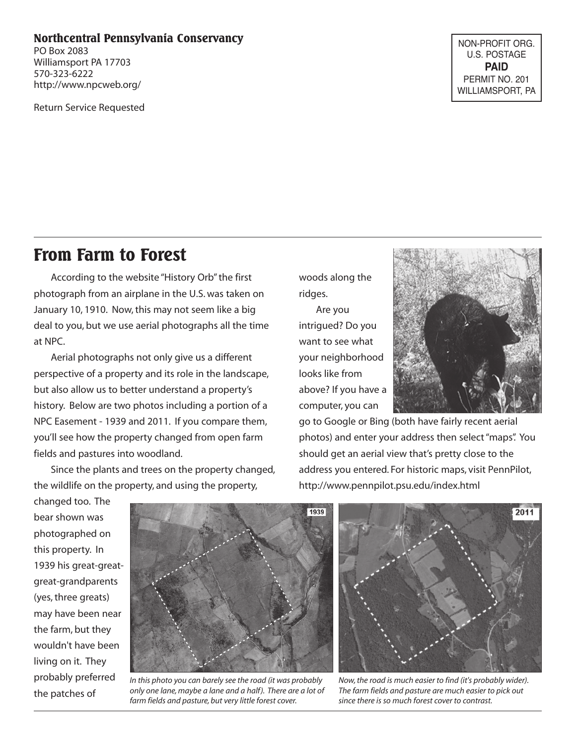**Northcentral Pennsylvania Conservancy**
PO Box 2083
Williamsport PA 17703
570-323-6222
http://www.npcweb.org/

Return Service Requested

NON-PROFIT ORG.
U.S. POSTAGE
**PAID**
PERMIT NO. 201
WILLIAMSPORT, PA

# From Farm to Forest

According to the website "History Orb" the first photograph from an airplane in the U.S. was taken on January 10, 1910. Now, this may not seem like a big deal to you, but we use aerial photographs all the time at NPC.

Aerial photographs not only give us a different perspective of a property and its role in the landscape, but also allow us to better understand a property's history. Below are two photos including a portion of a NPC Easement - 1939 and 2011. If you compare them, you'll see how the property changed from open farm fields and pastures into woodland.

Since the plants and trees on the property changed, the wildlife on the property, and using the property, changed too. The bear shown was photographed on this property. In 1939 his great-great-great-grandparents (yes, three greats) may have been near the farm, but they wouldn't have been living on it. They probably preferred the patches of woods along the ridges.

Are you intrigued? Do you want to see what your neighborhood looks like from above? If you have a computer, you can go to Google or Bing (both have fairly recent aerial photos) and enter your address then select "maps". You should get an aerial view that's pretty close to the address you entered. For historic maps, visit PennPilot, http://www.pennpilot.psu.edu/index.html

1939

*In this photo you can barely see the road (it was probably only one lane, maybe a lane and a half). There are a lot of farm fields and pasture, but very little forest cover.*

2011

*Now, the road is much easier to find (it's probably wider). The farm fields and pasture are much easier to pick out since there is so much forest cover to contrast.*